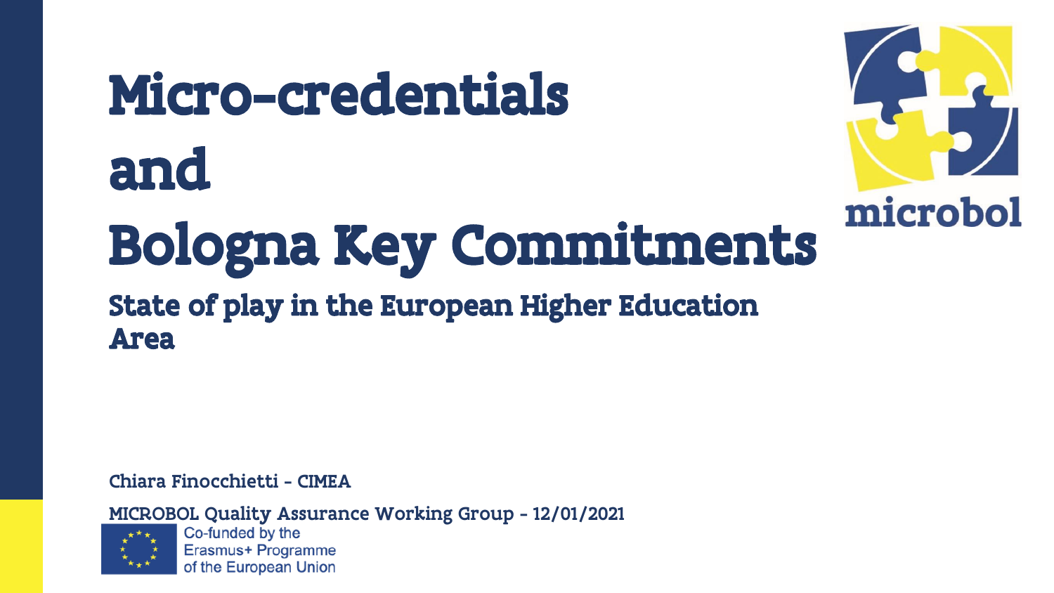# Micro-credentials and Bologna Key Commitments

## State of play in the European Higher Education Area

microbol

Chiara Finocchietti - CIMEA

MICROBOL Quality Assurance Working Group - 12/01/2021

Co-funded by the Erasmus+ Programme of the European Union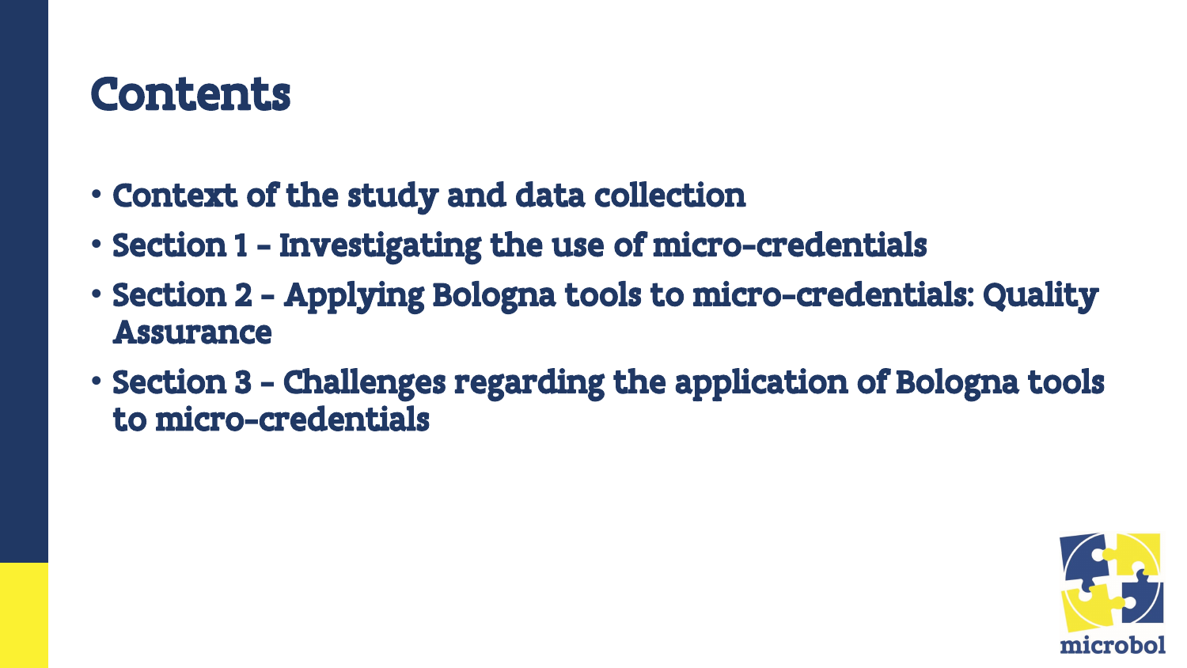# Contents

- Context of the study and data collection
- Section 1 – Investigating the use of micro-credentials
- Section 2 – Applying Bologna tools to micro-credentials: Quality Assurance
- Section 3 – Challenges regarding the application of Bologna tools to micro-credentials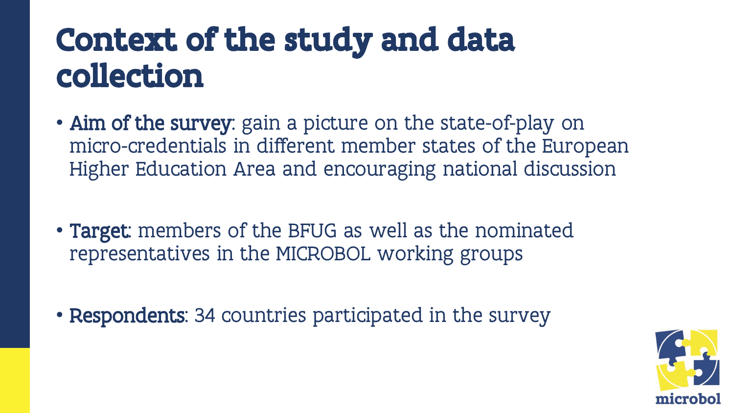# Context of the study and data collection

- **Aim of the survey**: gain a picture on the state-of-play on micro-credentials in different member states of the European Higher Education Area and encouraging national discussion

- **Target**: members of the BFUG as well as the nominated representatives in the MICROBOL working groups

- **Respondents**: 34 countries participated in the survey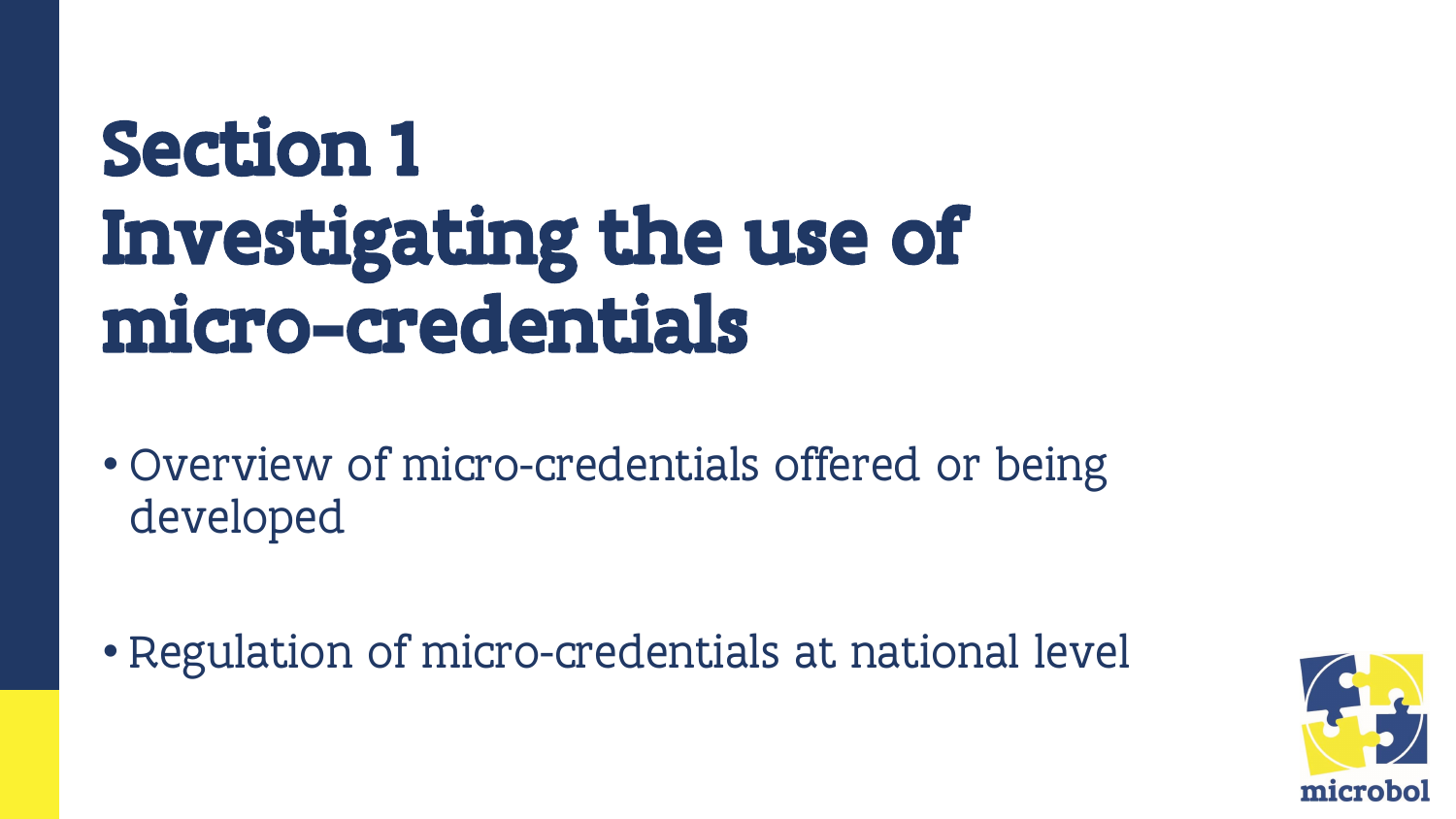# Section 1
# Investigating the use of micro-credentials

- Overview of micro-credentials offered or being developed
- Regulation of micro-credentials at national level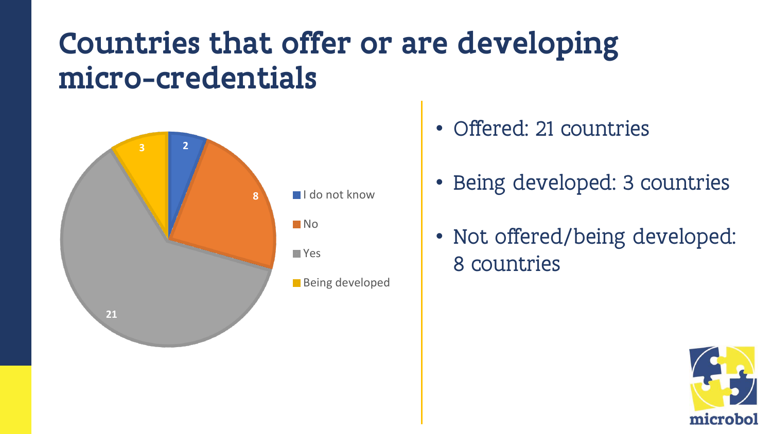# Countries that offer or are developing micro-credentials

| Response | Countries |
| --- | --- |
| I do not know | 2 |
| No | 8 |
| Yes | 21 |
| Being developed | 3 |

- Offered: 21 countries
- Being developed: 3 countries
- Not offered/being developed: 8 countries

microbol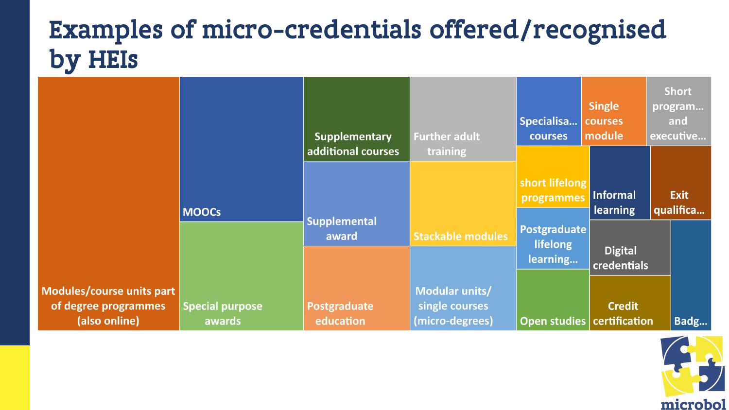# Examples of micro-credentials offered/recognised by HEIs

- Modules/course units part of degree programmes (also online)
- MOOCs
- Special purpose awards
- Supplementary additional courses
- Supplemental award
- Postgraduate education
- Further adult training
- Stackable modules
- Modular units/ single courses (micro-degrees)
- Specialisa... courses
- Single courses module
- Short program... and executive...
- short lifelong programmes
- Informal learning
- Exit qualifica...
- Postgraduate lifelong learning...
- Digital credentials
- Open studies
- Credit certification
- Badg...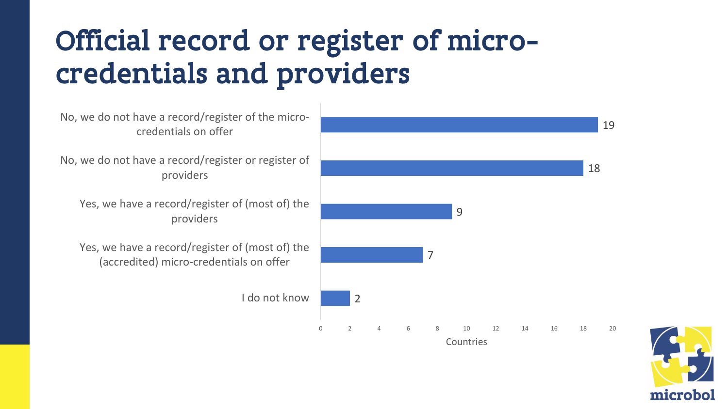# Official record or register of micro-credentials and providers

| Response | Countries |
| --- | --- |
| No, we do not have a record/register of the micro-credentials on offer | 19 |
| No, we do not have a record/register or register of providers | 18 |
| Yes, we have a record/register of (most of) the providers | 9 |
| Yes, we have a record/register of (most of) the (accredited) micro-credentials on offer | 7 |
| I do not know | 2 |

microbol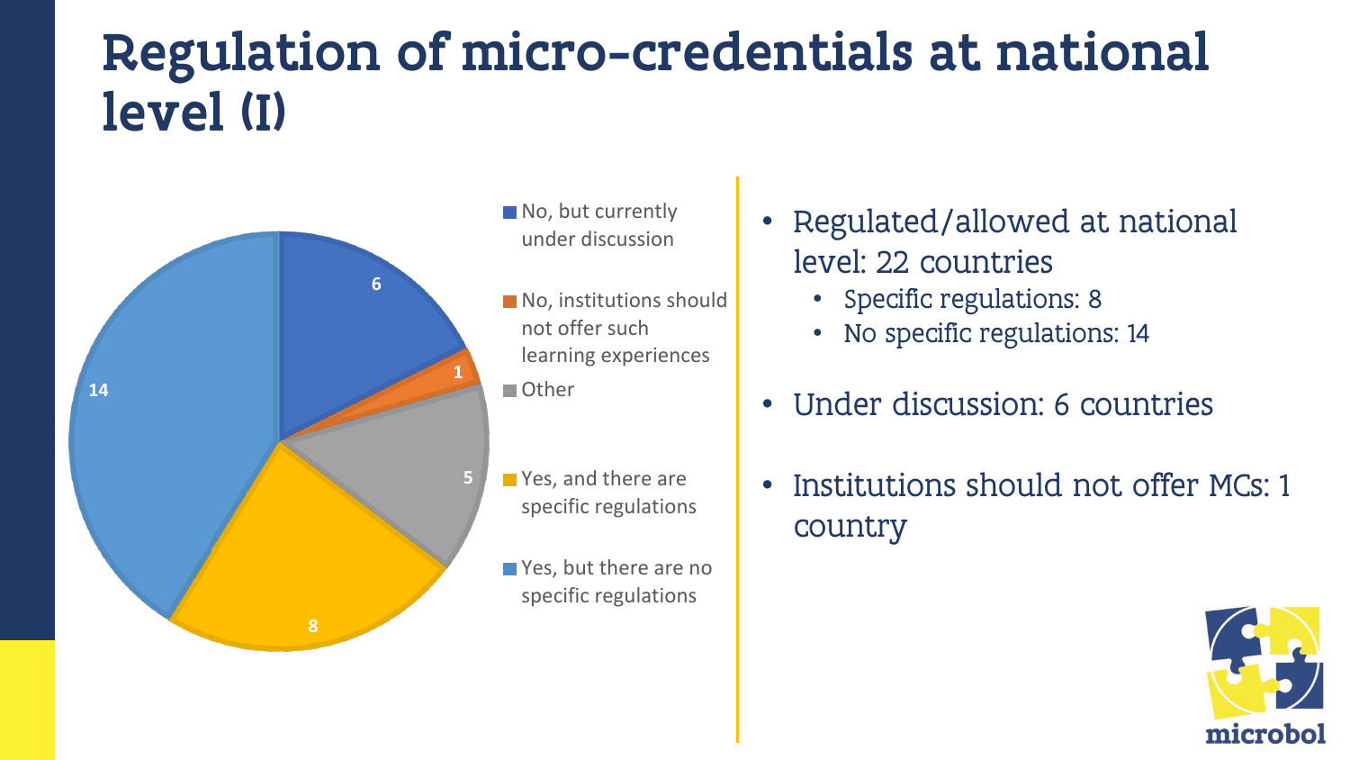# Regulation of micro-credentials at national level (I)

| Category | Number of countries |
| --- | --- |
| No, but currently under discussion | 6 |
| No, institutions should not offer such learning experiences | 1 |
| Other | 5 |
| Yes, and there are specific regulations | 8 |
| Yes, but there are no specific regulations | 14 |

- Regulated/allowed at national level: 22 countries
  - Specific regulations: 8
  - No specific regulations: 14
- Under discussion: 6 countries
- Institutions should not offer MCs: 1 country

microbol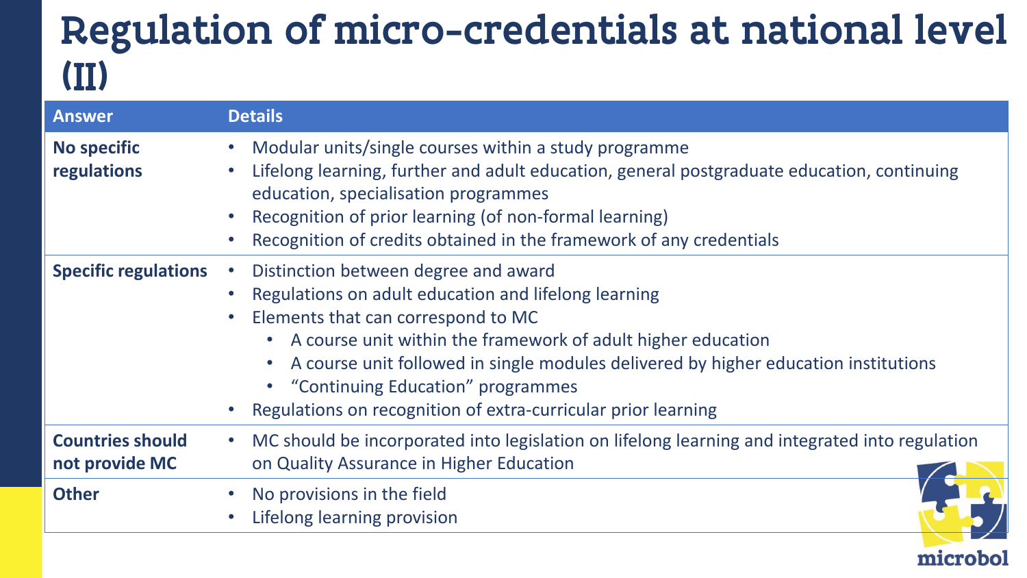# Regulation of micro-credentials at national level (II)

| Answer | Details |
| --- | --- |
| **No specific regulations** | • Modular units/single courses within a study programme<br>• Lifelong learning, further and adult education, general postgraduate education, continuing education, specialisation programmes<br>• Recognition of prior learning (of non-formal learning)<br>• Recognition of credits obtained in the framework of any credentials |
| **Specific regulations** | • Distinction between degree and award<br>• Regulations on adult education and lifelong learning<br>• Elements that can correspond to MC<br>  • A course unit within the framework of adult higher education<br>  • A course unit followed in single modules delivered by higher education institutions<br>  • "Continuing Education" programmes<br>• Regulations on recognition of extra-curricular prior learning |
| **Countries should not provide MC** | • MC should be incorporated into legislation on lifelong learning and integrated into regulation on Quality Assurance in Higher Education |
| **Other** | • No provisions in the field<br>• Lifelong learning provision |

microbol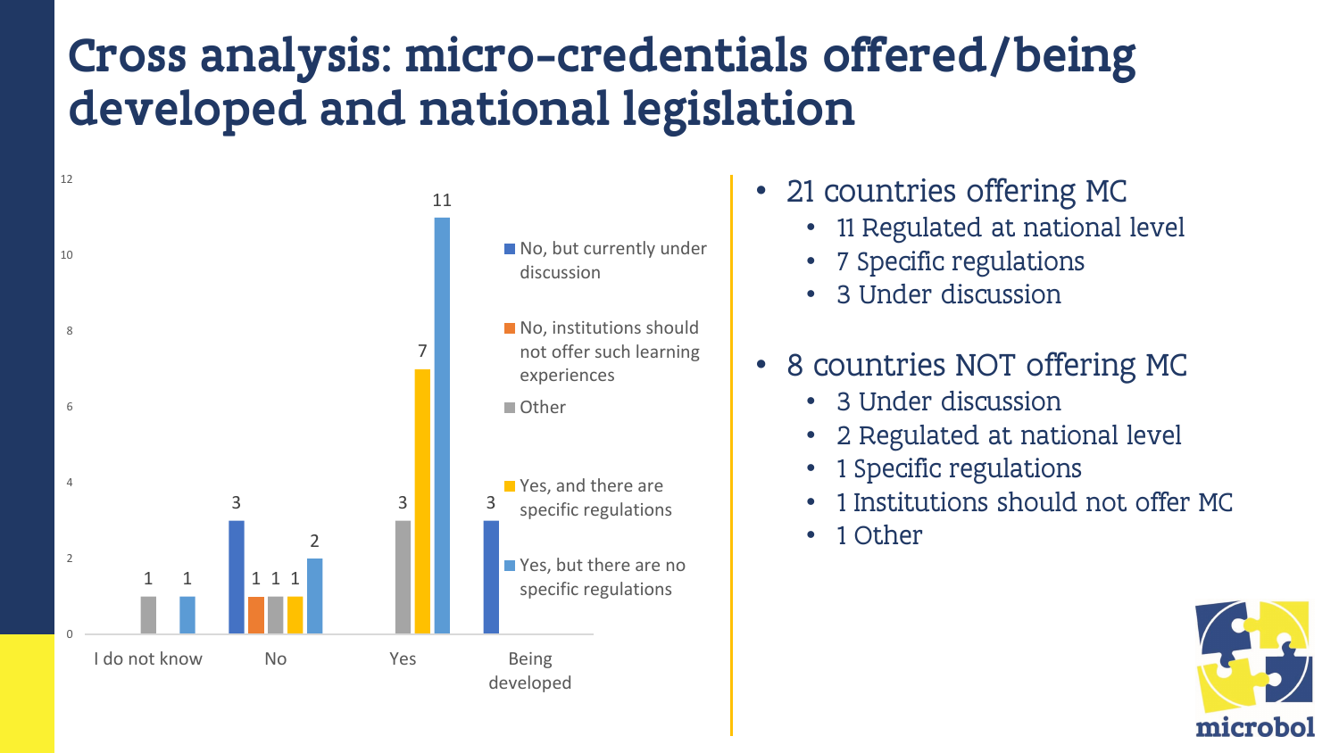# Cross analysis: micro-credentials offered/being developed and national legislation

| | No, but currently under discussion | No, institutions should not offer such learning experiences | Other | Yes, and there are specific regulations | Yes, but there are no specific regulations |
|---|---|---|---|---|---|
| I do not know | | | 1 | | 1 |
| No | 3 | 1 | 1 | 1 | 2 |
| Yes | | | 3 | 7 | 11 |
| Being developed | 3 | | | | |

- 21 countries offering MC
  - 11 Regulated at national level
  - 7 Specific regulations
  - 3 Under discussion
- 8 countries NOT offering MC
  - 3 Under discussion
  - 2 Regulated at national level
  - 1 Specific regulations
  - 1 Institutions should not offer MC
  - 1 Other

microbol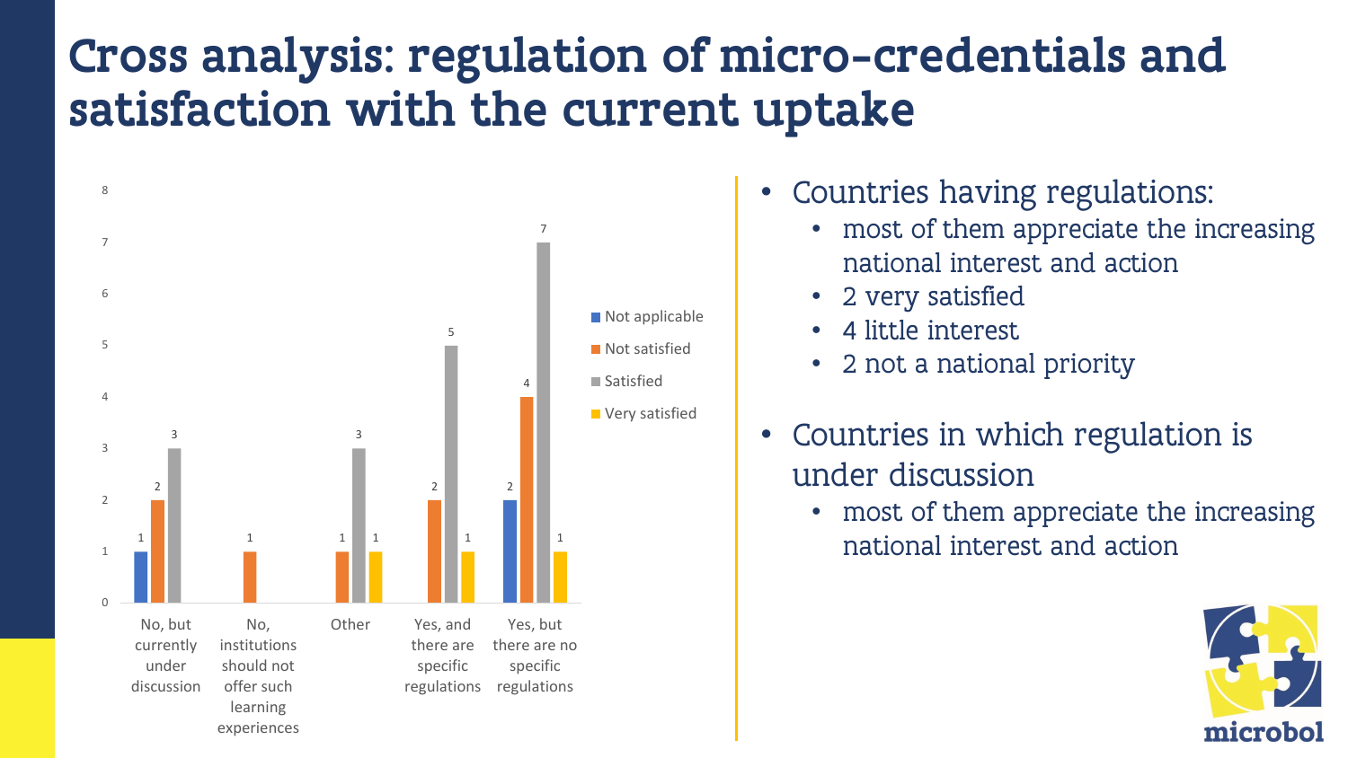# Cross analysis: regulation of micro-credentials and satisfaction with the current uptake

| | Not applicable | Not satisfied | Satisfied | Very satisfied |
|---|---|---|---|---|
| No, but currently under discussion | 1 | 2 | 3 | |
| No, institutions should not offer such learning experiences | | 1 | | |
| Other | | 1 | 3 | 1 |
| Yes, and there are specific regulations | | 2 | 5 | 1 |
| Yes, but there are no specific regulations | 2 | 4 | 7 | 1 |

- Countries having regulations:
  - most of them appreciate the increasing national interest and action
  - 2 very satisfied
  - 4 little interest
  - 2 not a national priority
- Countries in which regulation is under discussion
  - most of them appreciate the increasing national interest and action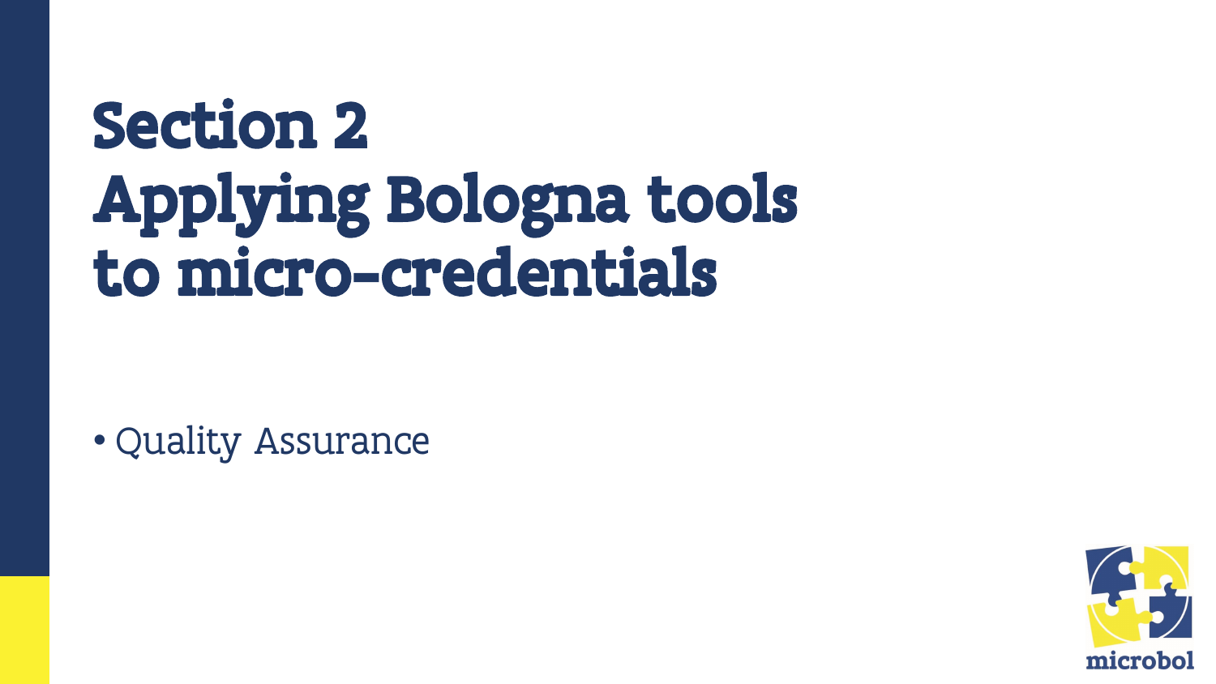# Section 2
# Applying Bologna tools to micro-credentials

- Quality Assurance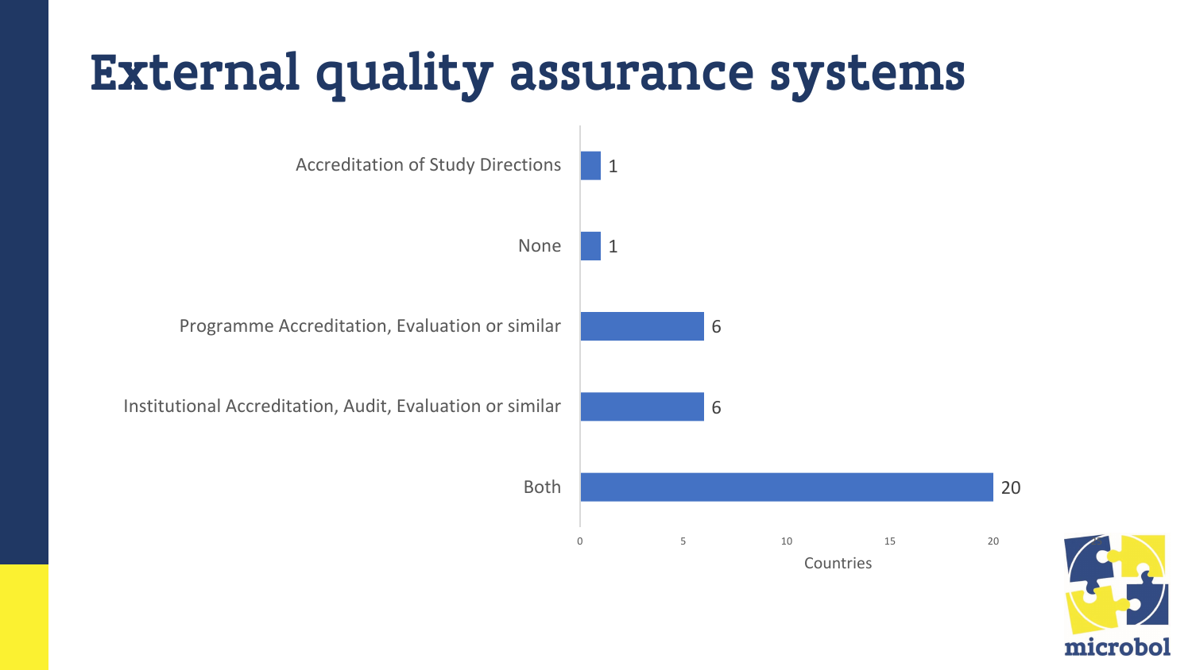# External quality assurance systems

| External quality assurance system | Countries |
| --- | --- |
| Accreditation of Study Directions | 1 |
| None | 1 |
| Programme Accreditation, Evaluation or similar | 6 |
| Institutional Accreditation, Audit, Evaluation or similar | 6 |
| Both | 20 |

microbol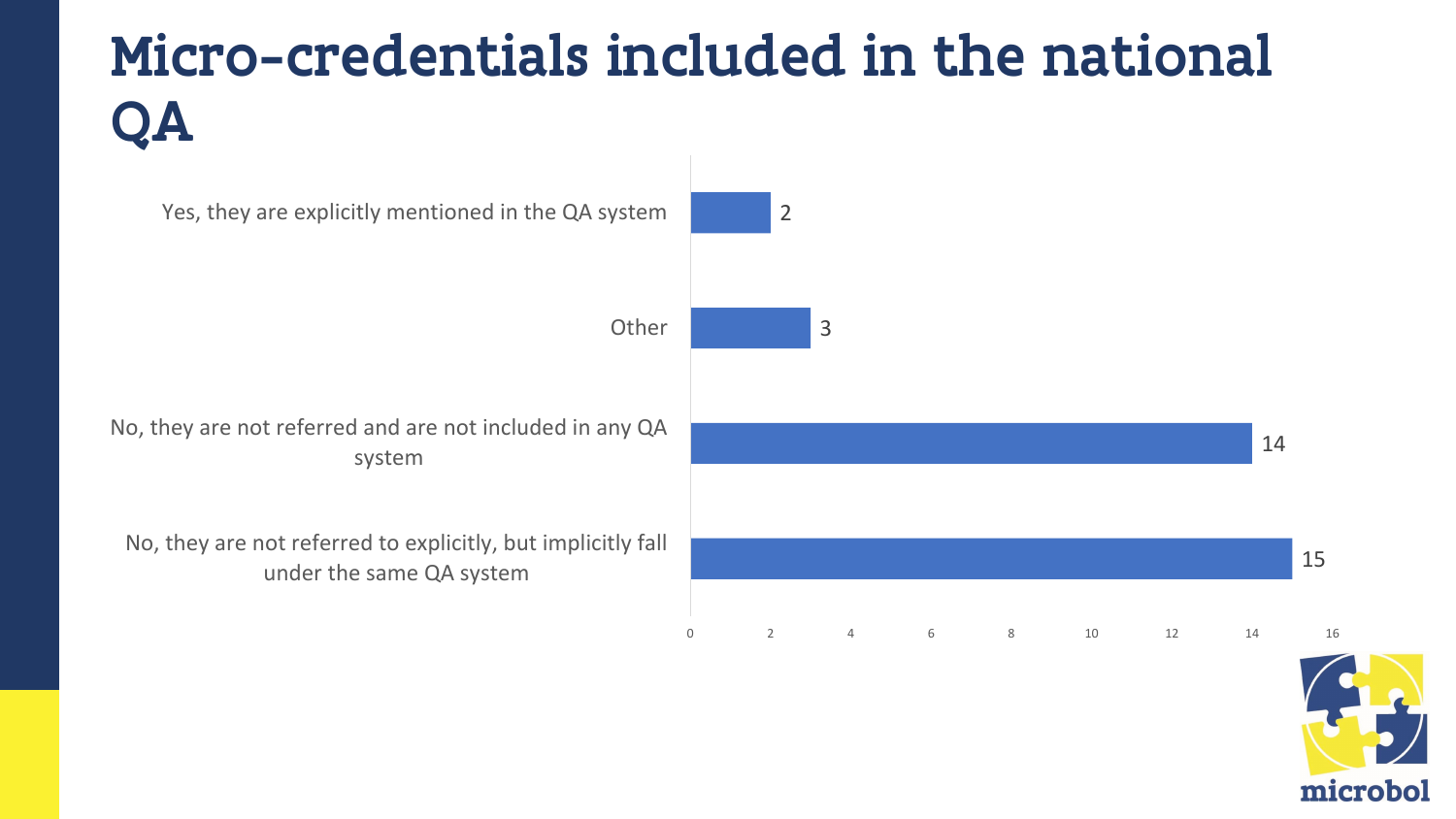# Micro-credentials included in the national QA

| Response | Count |
| --- | --- |
| Yes, they are explicitly mentioned in the QA system | 2 |
| Other | 3 |
| No, they are not referred and are not included in any QA system | 14 |
| No, they are not referred to explicitly, but implicitly fall under the same QA system | 15 |

microbol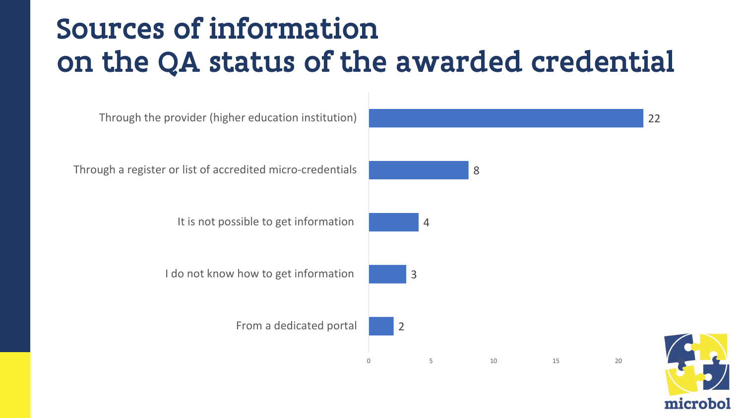# Sources of information on the QA status of the awarded credential

| Source | Count |
| --- | --- |
| Through the provider (higher education institution) | 22 |
| Through a register or list of accredited micro-credentials | 8 |
| It is not possible to get information | 4 |
| I do not know how to get information | 3 |
| From a dedicated portal | 2 |

microbol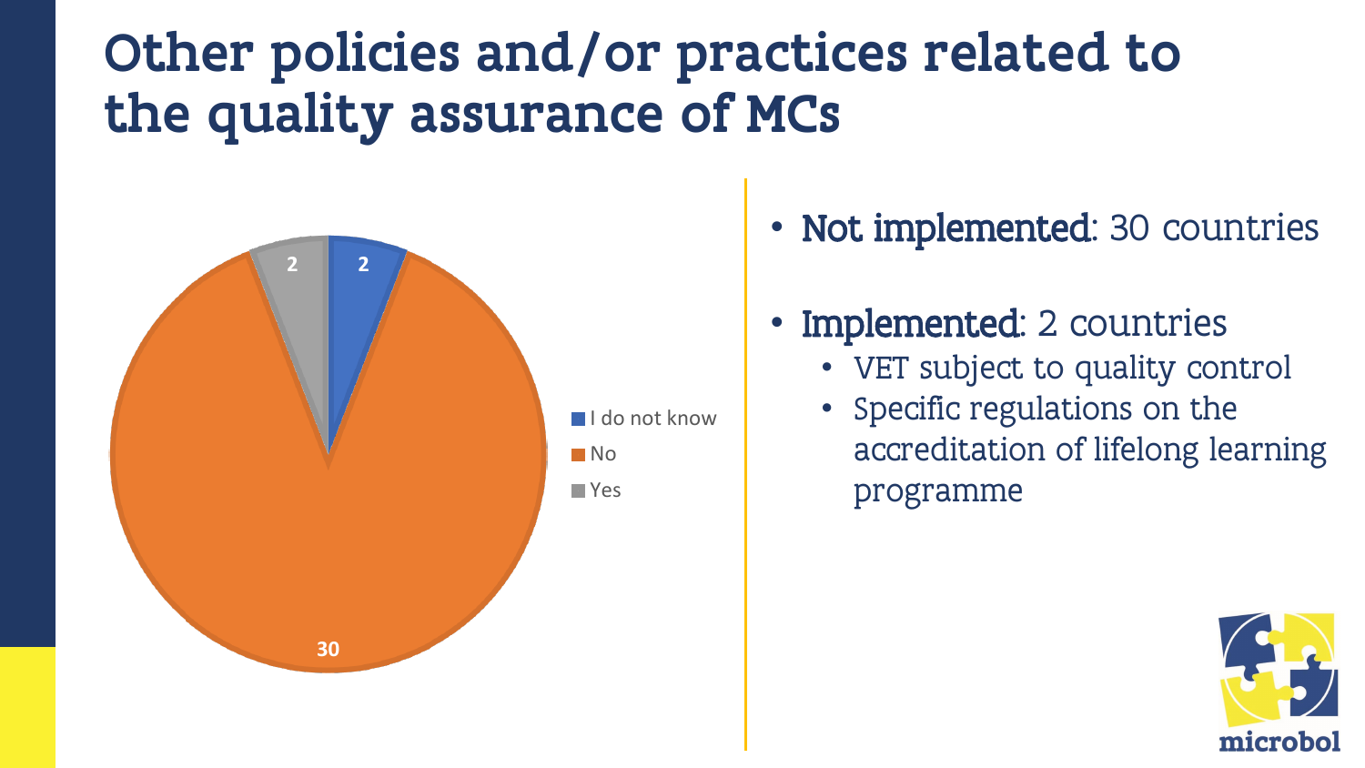# Other policies and/or practices related to the quality assurance of MCs

| Response | Count |
| --- | --- |
| I do not know | 2 |
| No | 30 |
| Yes | 2 |

- **Not implemented**: 30 countries
- **Implemented**: 2 countries
  - VET subject to quality control
  - Specific regulations on the accreditation of lifelong learning programme

microbol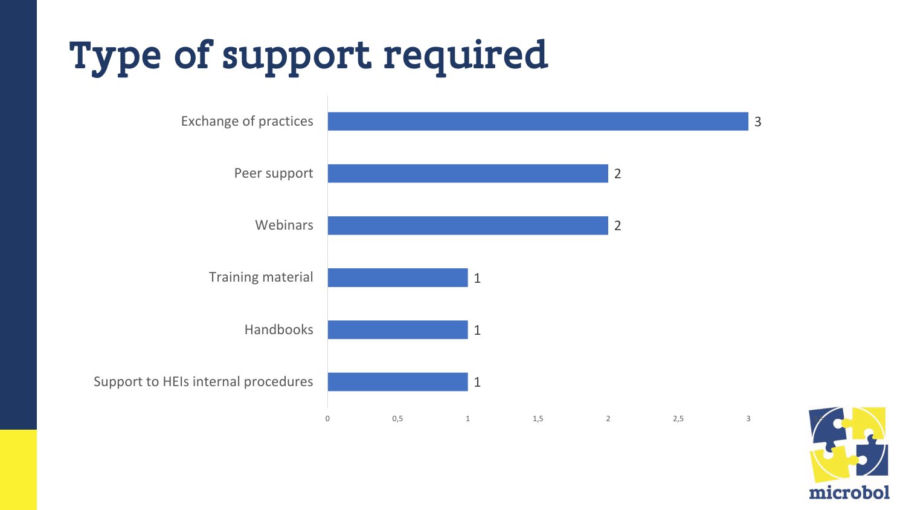# Type of support required

| Type of support | Count |
| --- | --- |
| Exchange of practices | 3 |
| Peer support | 2 |
| Webinars | 2 |
| Training material | 1 |
| Handbooks | 1 |
| Support to HEIs internal procedures | 1 |

microbol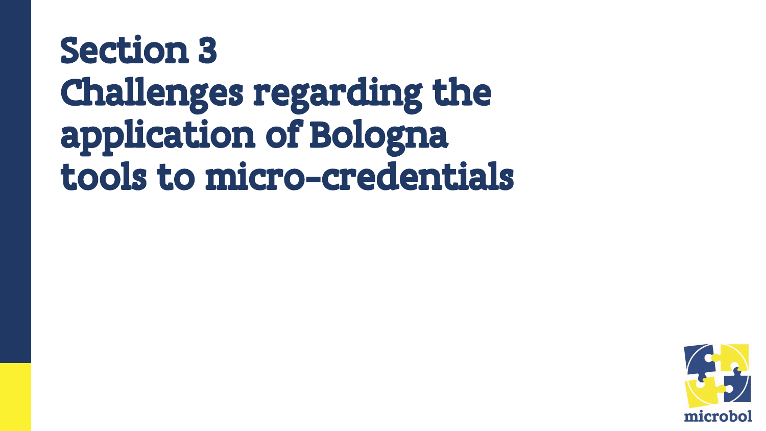# Section 3
# Challenges regarding the application of Bologna tools to micro-credentials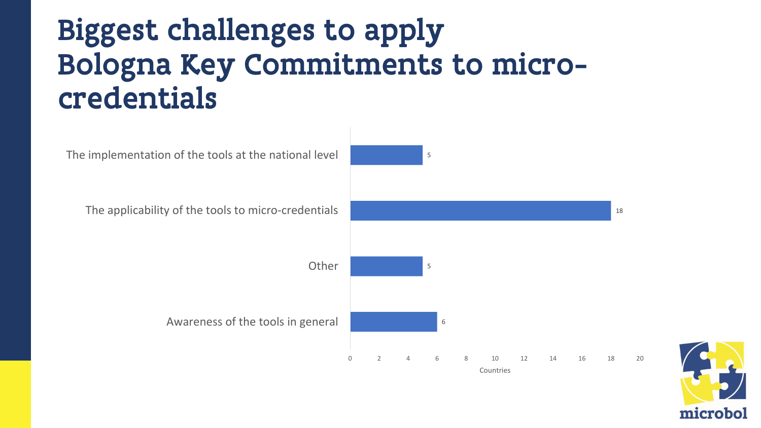# Biggest challenges to apply Bologna Key Commitments to micro-credentials

| Challenge | Countries |
| --- | --- |
| The implementation of the tools at the national level | 5 |
| The applicability of the tools to micro-credentials | 18 |
| Other | 5 |
| Awareness of the tools in general | 6 |

microbol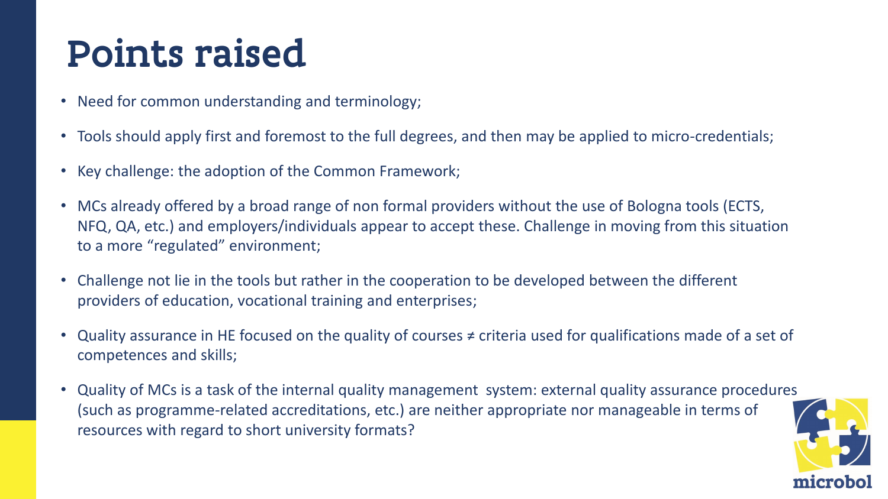# Points raised

- Need for common understanding and terminology;
- Tools should apply first and foremost to the full degrees, and then may be applied to micro-credentials;
- Key challenge: the adoption of the Common Framework;
- MCs already offered by a broad range of non formal providers without the use of Bologna tools (ECTS, NFQ, QA, etc.) and employers/individuals appear to accept these. Challenge in moving from this situation to a more "regulated" environment;
- Challenge not lie in the tools but rather in the cooperation to be developed between the different providers of education, vocational training and enterprises;
- Quality assurance in HE focused on the quality of courses ≠ criteria used for qualifications made of a set of competences and skills;
- Quality of MCs is a task of the internal quality management system: external quality assurance procedures (such as programme-related accreditations, etc.) are neither appropriate nor manageable in terms of resources with regard to short university formats?

microbol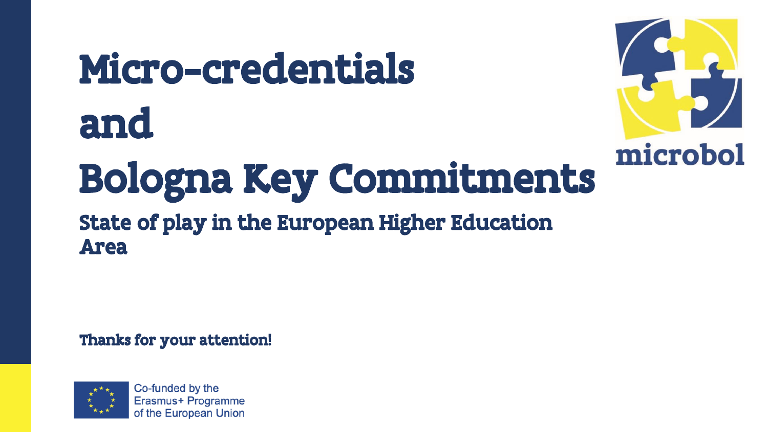# Micro-credentials and Bologna Key Commitments

## State of play in the European Higher Education Area

microbol

**Thanks for your attention!**

Co-funded by the Erasmus+ Programme of the European Union